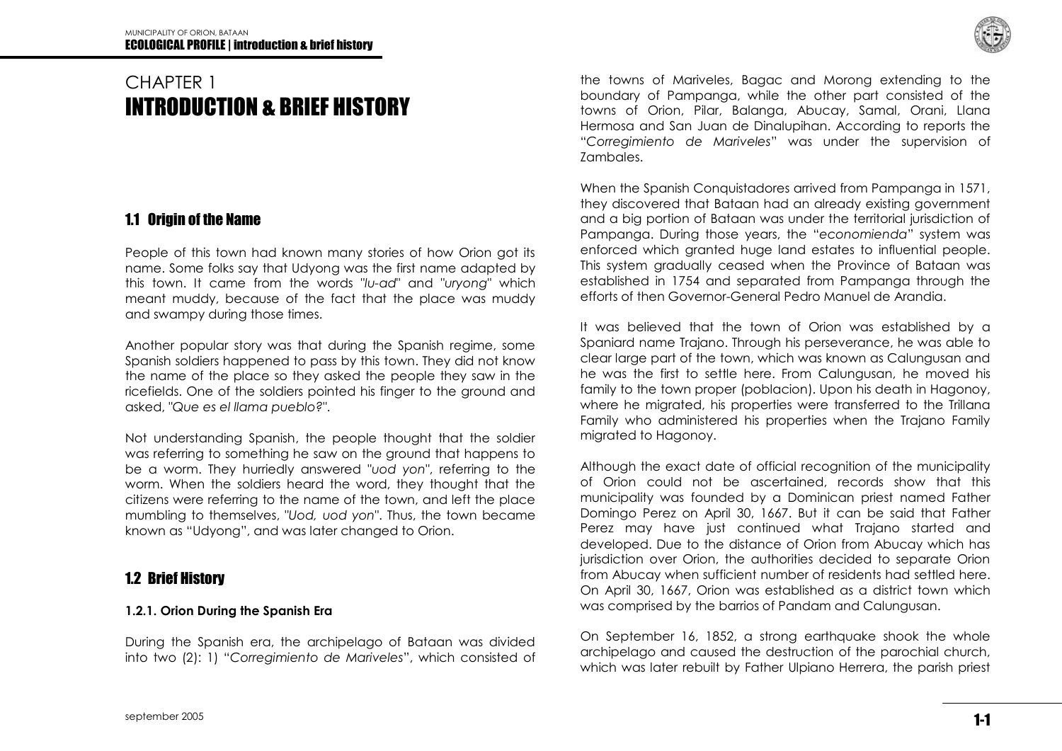# CHAPTER 1
# INTRODUCTION & BRIEF HISTORY

## 1.1 Origin of the Name

People of this town had known many stories of how Orion got its name. Some folks say that Udyong was the first name adapted by this town. It came from the words "*lu-ad*" and "*uryong*" which meant muddy, because of the fact that the place was muddy and swampy during those times.

Another popular story was that during the Spanish regime, some Spanish soldiers happened to pass by this town. They did not know the name of the place so they asked the people they saw in the ricefields. One of the soldiers pointed his finger to the ground and asked, "*Que es el llama pueblo?*".

Not understanding Spanish, the people thought that the soldier was referring to something he saw on the ground that happens to be a worm. They hurriedly answered "*uod yon*", referring to the worm. When the soldiers heard the word, they thought that the citizens were referring to the name of the town, and left the place mumbling to themselves, "*Uod, uod yon*". Thus, the town became known as "Udyong", and was later changed to Orion.

## 1.2 Brief History

### 1.2.1. Orion During the Spanish Era

During the Spanish era, the archipelago of Bataan was divided into two (2): 1) "*Corregimiento de Mariveles*", which consisted of the towns of Mariveles, Bagac and Morong extending to the boundary of Pampanga, while the other part consisted of the towns of Orion, Pilar, Balanga, Abucay, Samal, Orani, Llana Hermosa and San Juan de Dinalupihan. According to reports the "*Corregimiento de Mariveles*" was under the supervision of Zambales.

When the Spanish Conquistadores arrived from Pampanga in 1571, they discovered that Bataan had an already existing government and a big portion of Bataan was under the territorial jurisdiction of Pampanga. During those years, the "*economienda*" system was enforced which granted huge land estates to influential people. This system gradually ceased when the Province of Bataan was established in 1754 and separated from Pampanga through the efforts of then Governor-General Pedro Manuel de Arandia.

It was believed that the town of Orion was established by a Spaniard name Trajano. Through his perseverance, he was able to clear large part of the town, which was known as Calungusan and he was the first to settle here. From Calungusan, he moved his family to the town proper (poblacion). Upon his death in Hagonoy, where he migrated, his properties were transferred to the Trillana Family who administered his properties when the Trajano Family migrated to Hagonoy.

Although the exact date of official recognition of the municipality of Orion could not be ascertained, records show that this municipality was founded by a Dominican priest named Father Domingo Perez on April 30, 1667. But it can be said that Father Perez may have just continued what Trajano started and developed. Due to the distance of Orion from Abucay which has jurisdiction over Orion, the authorities decided to separate Orion from Abucay when sufficient number of residents had settled here. On April 30, 1667, Orion was established as a district town which was comprised by the barrios of Pandam and Calungusan.

On September 16, 1852, a strong earthquake shook the whole archipelago and caused the destruction of the parochial church, which was later rebuilt by Father Ulpiano Herrera, the parish priest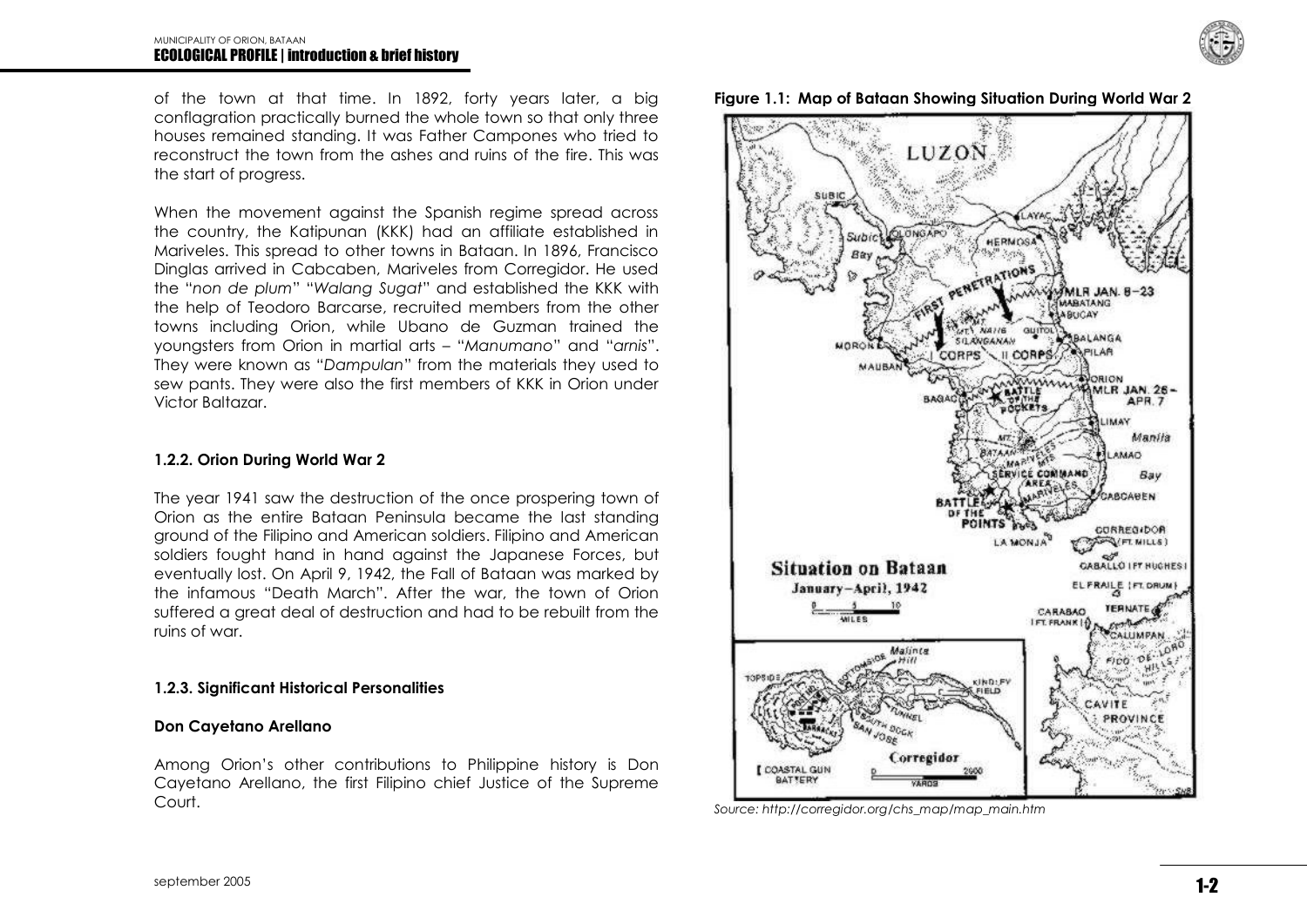of the town at that time. In 1892, forty years later, a big conflagration practically burned the whole town so that only three houses remained standing. It was Father Campones who tried to reconstruct the town from the ashes and ruins of the fire. This was the start of progress.

When the movement against the Spanish regime spread across the country, the Katipunan (KKK) had an affiliate established in Mariveles. This spread to other towns in Bataan. In 1896, Francisco Dinglas arrived in Cabcaben, Mariveles from Corregidor. He used the "*non de plum*" "*Walang Sugat*" and established the KKK with the help of Teodoro Barcarse, recruited members from the other towns including Orion, while Ubano de Guzman trained the youngsters from Orion in martial arts – "*Manumano*" and "*arnis*". They were known as "*Dampulan*" from the materials they used to sew pants. They were also the first members of KKK in Orion under Victor Baltazar.

### 1.2.2. Orion During World War 2

The year 1941 saw the destruction of the once prospering town of Orion as the entire Bataan Peninsula became the last standing ground of the Filipino and American soldiers. Filipino and American soldiers fought hand in hand against the Japanese Forces, but eventually lost. On April 9, 1942, the Fall of Bataan was marked by the infamous "Death March". After the war, the town of Orion suffered a great deal of destruction and had to be rebuilt from the ruins of war.

### 1.2.3. Significant Historical Personalities

**Don Cayetano Arellano**

Among Orion's other contributions to Philippine history is Don Cayetano Arellano, the first Filipino chief Justice of the Supreme Court.

**Figure 1.1: Map of Bataan Showing Situation During World War 2**

*Source: http://corregidor.org/chs_map/map_main.htm*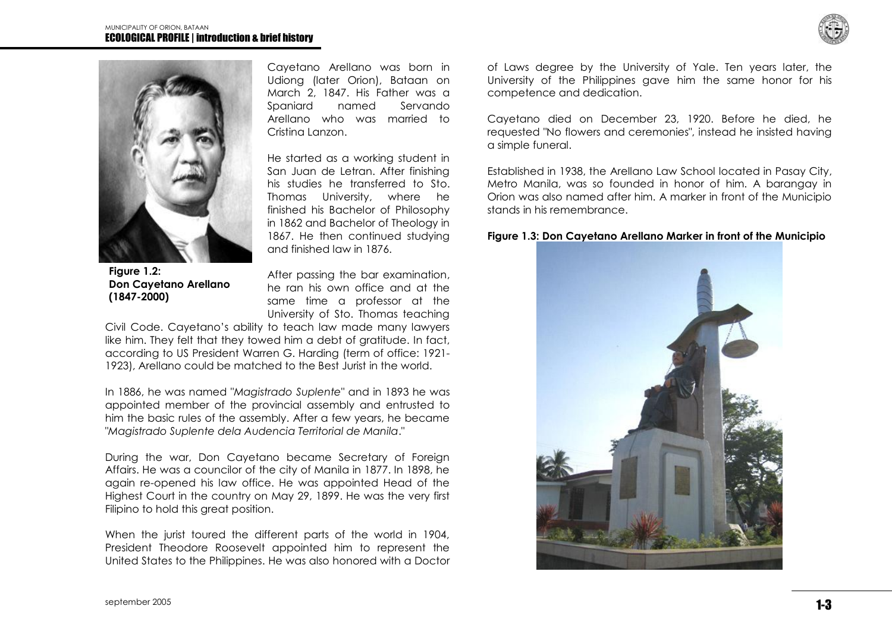Cayetano Arellano was born in Udiong (later Orion), Bataan on March 2, 1847. His Father was a Spaniard named Servando Arellano who was married to Cristina Lanzon.

He started as a working student in San Juan de Letran. After finishing his studies he transferred to Sto. Thomas University, where he finished his Bachelor of Philosophy in 1862 and Bachelor of Theology in 1867. He then continued studying and finished law in 1876.

**Figure 1.2: Don Cayetano Arellano (1847-2000)**

After passing the bar examination, he ran his own office and at the same time a professor at the University of Sto. Thomas teaching Civil Code. Cayetano's ability to teach law made many lawyers like him. They felt that they towed him a debt of gratitude. In fact, according to US President Warren G. Harding (term of office: 1921-1923), Arellano could be matched to the Best Jurist in the world.

In 1886, he was named "*Magistrado Suplente*" and in 1893 he was appointed member of the provincial assembly and entrusted to him the basic rules of the assembly. After a few years, he became "*Magistrado Suplente dela Audencia Territorial de Manila*."

During the war, Don Cayetano became Secretary of Foreign Affairs. He was a councilor of the city of Manila in 1877. In 1898, he again re-opened his law office. He was appointed Head of the Highest Court in the country on May 29, 1899. He was the very first Filipino to hold this great position.

When the jurist toured the different parts of the world in 1904, President Theodore Roosevelt appointed him to represent the United States to the Philippines. He was also honored with a Doctor of Laws degree by the University of Yale. Ten years later, the University of the Philippines gave him the same honor for his competence and dedication.

Cayetano died on December 23, 1920. Before he died, he requested "No flowers and ceremonies", instead he insisted having a simple funeral.

Established in 1938, the Arellano Law School located in Pasay City, Metro Manila, was so founded in honor of him. A barangay in Orion was also named after him. A marker in front of the Municipio stands in his remembrance.

**Figure 1.3: Don Cayetano Arellano Marker in front of the Municipio**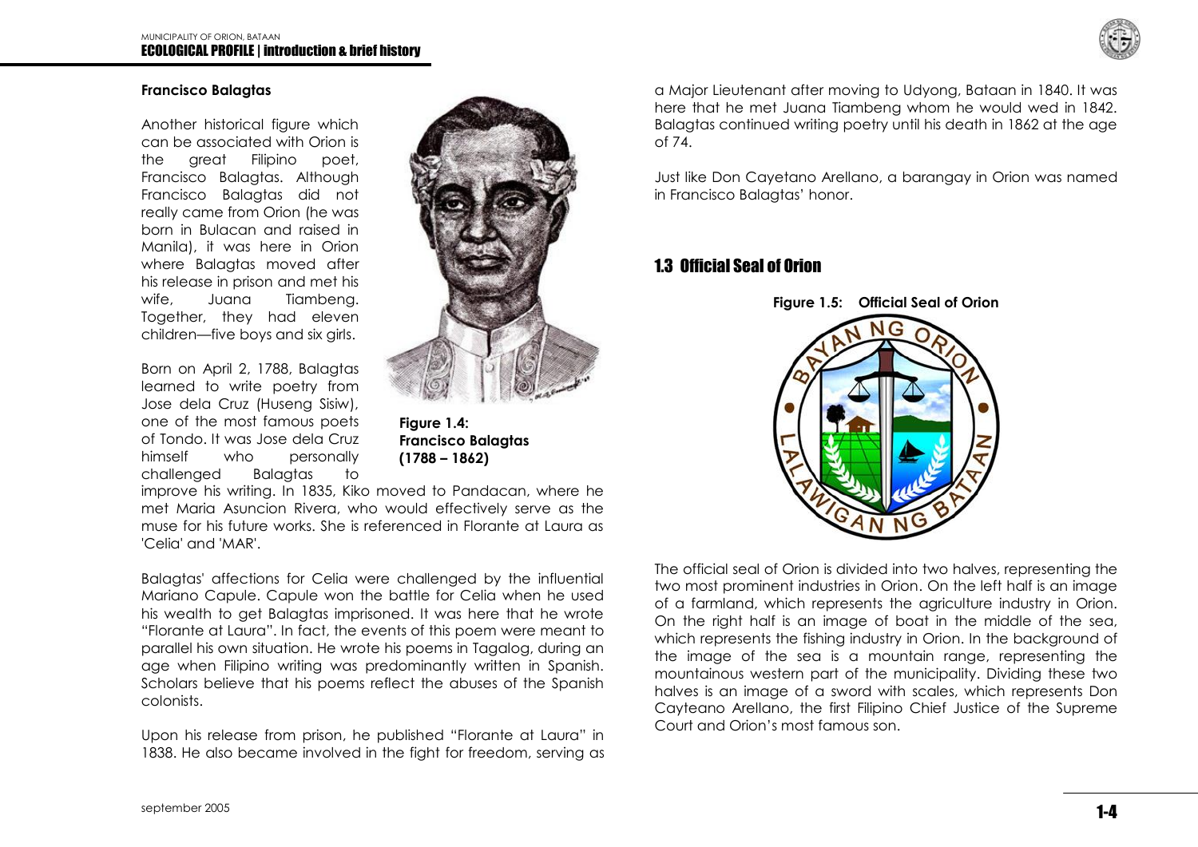### Francisco Balagtas

Another historical figure which can be associated with Orion is the great Filipino poet, Francisco Balagtas. Although Francisco Balagtas did not really came from Orion (he was born in Bulacan and raised in Manila), it was here in Orion where Balagtas moved after his release in prison and met his wife, Juana Tiambeng. Together, they had eleven children—five boys and six girls.

**Figure 1.4: Francisco Balagtas (1788 – 1862)**

Born on April 2, 1788, Balagtas learned to write poetry from Jose dela Cruz (Huseng Sisiw), one of the most famous poets of Tondo. It was Jose dela Cruz himself who personally challenged Balagtas to improve his writing. In 1835, Kiko moved to Pandacan, where he met Maria Asuncion Rivera, who would effectively serve as the muse for his future works. She is referenced in Florante at Laura as 'Celia' and 'MAR'.

Balagtas' affections for Celia were challenged by the influential Mariano Capule. Capule won the battle for Celia when he used his wealth to get Balagtas imprisoned. It was here that he wrote "Florante at Laura". In fact, the events of this poem were meant to parallel his own situation. He wrote his poems in Tagalog, during an age when Filipino writing was predominantly written in Spanish. Scholars believe that his poems reflect the abuses of the Spanish colonists.

Upon his release from prison, he published "Florante at Laura" in 1838. He also became involved in the fight for freedom, serving as a Major Lieutenant after moving to Udyong, Bataan in 1840. It was here that he met Juana Tiambeng whom he would wed in 1842. Balagtas continued writing poetry until his death in 1862 at the age of 74.

Just like Don Cayetano Arellano, a barangay in Orion was named in Francisco Balagtas' honor.

## 1.3 Official Seal of Orion

**Figure 1.5: Official Seal of Orion**

BAYAN NG ORION

LALAWIGAN NG BATAAN

The official seal of Orion is divided into two halves, representing the two most prominent industries in Orion. On the left half is an image of a farmland, which represents the agriculture industry in Orion. On the right half is an image of boat in the middle of the sea, which represents the fishing industry in Orion. In the background of the image of the sea is a mountain range, representing the mountainous western part of the municipality. Dividing these two halves is an image of a sword with scales, which represents Don Cayteano Arellano, the first Filipino Chief Justice of the Supreme Court and Orion's most famous son.